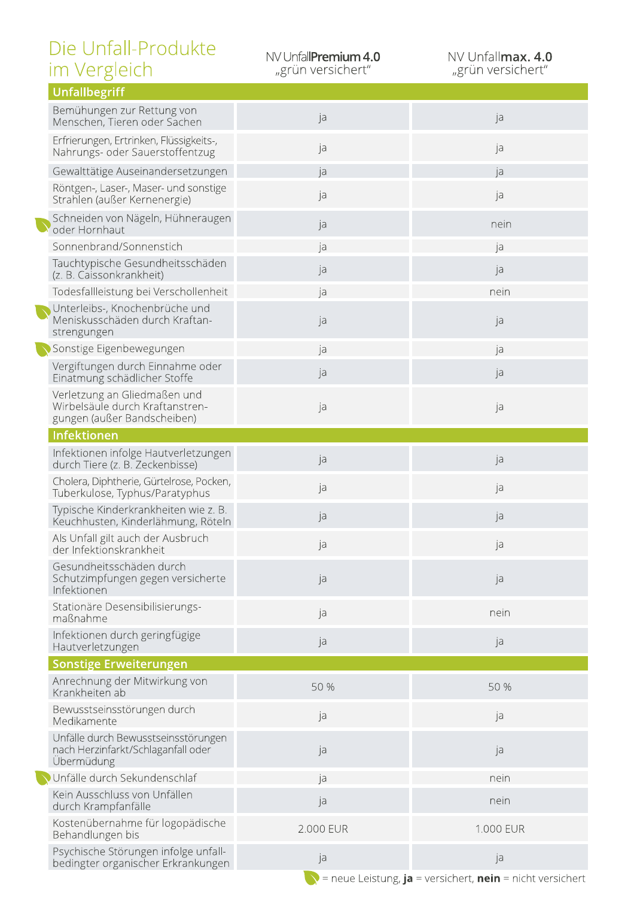# Die Unfall-Produkte im Vergleich

| | NV UnfallPremium 4.0 „grün versichert“ | NV Unfallmax. 4.0 „grün versichert“ |
|---|---|---|
| **Unfallbegriff** | | |
| Bemühungen zur Rettung von Menschen, Tieren oder Sachen | ja | ja |
| Erfrierungen, Ertrinken, Flüssigkeits-, Nahrungs- oder Sauerstoffentzug | ja | ja |
| Gewalttätige Auseinandersetzungen | ja | ja |
| Röntgen-, Laser-, Maser- und sonstige Strahlen (außer Kernenergie) | ja | ja |
| 🍃 Schneiden von Nägeln, Hühneraugen oder Hornhaut | ja | nein |
| Sonnenbrand/Sonnenstich | ja | ja |
| Tauchtypische Gesundheitsschäden (z. B. Caissonkrankheit) | ja | ja |
| Todesfallleistung bei Verschollenheit | ja | nein |
| 🍃 Unterleibs-, Knochenbrüche und Meniskusschäden durch Kraftanstrengungen | ja | ja |
| 🍃 Sonstige Eigenbewegungen | ja | ja |
| Vergiftungen durch Einnahme oder Einatmung schädlicher Stoffe | ja | ja |
| Verletzung an Gliedmaßen und Wirbelsäule durch Kraftanstrengungen (außer Bandscheiben) | ja | ja |
| **Infektionen** | | |
| Infektionen infolge Hautverletzungen durch Tiere (z. B. Zeckenbisse) | ja | ja |
| Cholera, Diphtherie, Gürtelrose, Pocken, Tuberkulose, Typhus/Paratyphus | ja | ja |
| Typische Kinderkrankheiten wie z. B. Keuchhusten, Kinderlähmung, Röteln | ja | ja |
| Als Unfall gilt auch der Ausbruch der Infektionskrankheit | ja | ja |
| Gesundheitsschäden durch Schutzimpfungen gegen versicherte Infektionen | ja | ja |
| Stationäre Desensibilisierungsmaßnahme | ja | nein |
| Infektionen durch geringfügige Hautverletzungen | ja | ja |
| **Sonstige Erweiterungen** | | |
| Anrechnung der Mitwirkung von Krankheiten ab | 50 % | 50 % |
| Bewusstseinsstörungen durch Medikamente | ja | ja |
| Unfälle durch Bewusstseinsstörungen nach Herzinfarkt/Schlaganfall oder Übermüdung | ja | ja |
| 🍃 Unfälle durch Sekundenschlaf | ja | nein |
| Kein Ausschluss von Unfällen durch Krampfanfälle | ja | nein |
| Kostenübernahme für logopädische Behandlungen bis | 2.000 EUR | 1.000 EUR |
| Psychische Störungen infolge unfallbedingter organischer Erkrankungen | ja | ja |

🍃 = neue Leistung, **ja** = versichert, **nein** = nicht versichert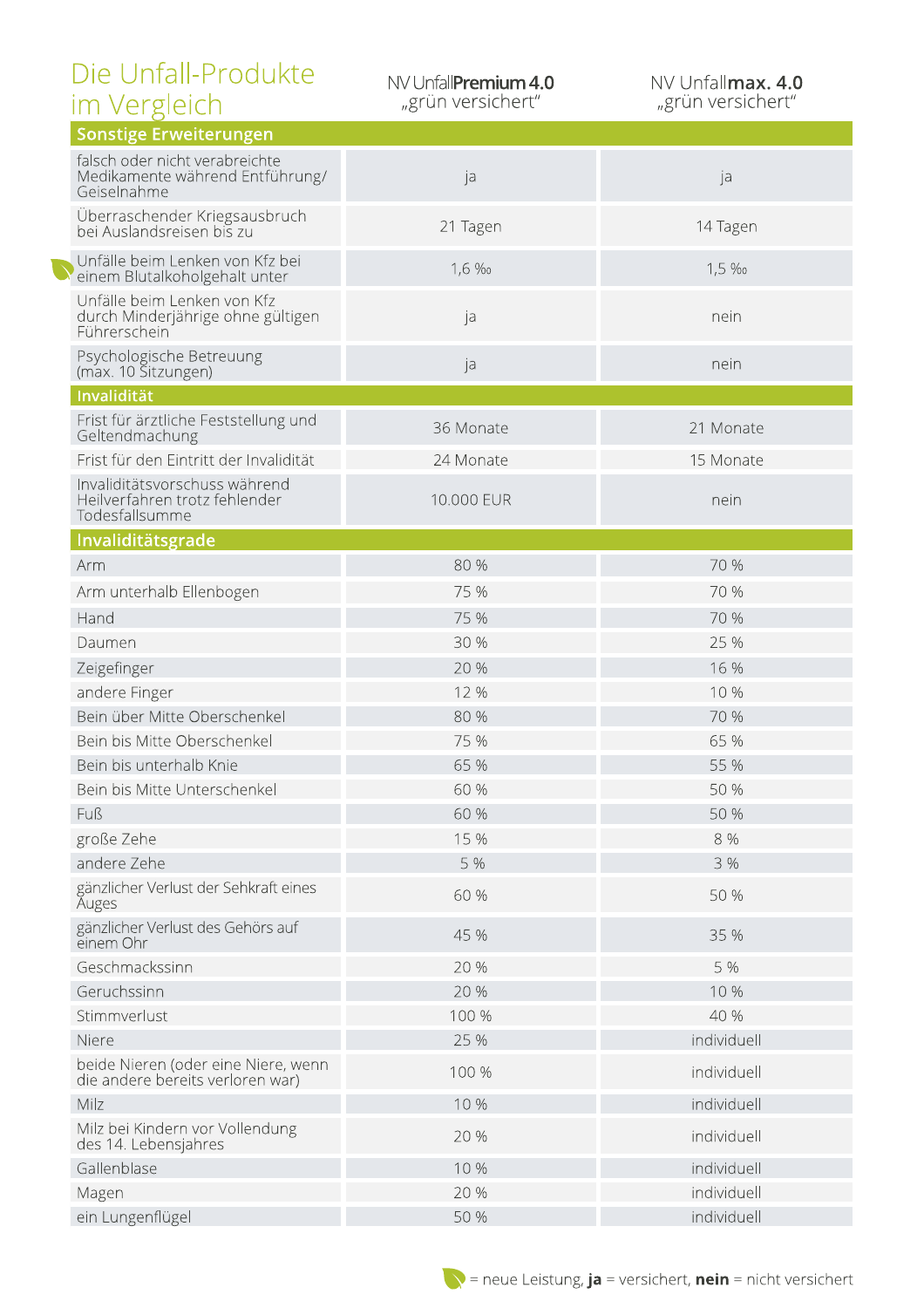# Die Unfall-Produkte im Vergleich

| | NV Unfall**Premium 4.0** „grün versichert“ | NV Unfall**max. 4.0** „grün versichert“ |
|---|---|---|
| **Sonstige Erweiterungen** | | |
| falsch oder nicht verabreichte Medikamente während Entführung/ Geiselnahme | ja | ja |
| Überraschender Kriegsausbruch bei Auslandsreisen bis zu | 21 Tagen | 14 Tagen |
| Unfälle beim Lenken von Kfz bei einem Blutalkoholgehalt unter | 1,6 ‰ | 1,5 ‰ |
| Unfälle beim Lenken von Kfz durch Minderjährige ohne gültigen Führerschein | ja | nein |
| Psychologische Betreuung (max. 10 Sitzungen) | ja | nein |
| **Invalidität** | | |
| Frist für ärztliche Feststellung und Geltendmachung | 36 Monate | 21 Monate |
| Frist für den Eintritt der Invalidität | 24 Monate | 15 Monate |
| Invaliditätsvorschuss während Heilverfahren trotz fehlender Todesfallsumme | 10.000 EUR | nein |
| **Invaliditätsgrade** | | |
| Arm | 80 % | 70 % |
| Arm unterhalb Ellenbogen | 75 % | 70 % |
| Hand | 75 % | 70 % |
| Daumen | 30 % | 25 % |
| Zeigefinger | 20 % | 16 % |
| andere Finger | 12 % | 10 % |
| Bein über Mitte Oberschenkel | 80 % | 70 % |
| Bein bis Mitte Oberschenkel | 75 % | 65 % |
| Bein bis unterhalb Knie | 65 % | 55 % |
| Bein bis Mitte Unterschenkel | 60 % | 50 % |
| Fuß | 60 % | 50 % |
| große Zehe | 15 % | 8 % |
| andere Zehe | 5 % | 3 % |
| gänzlicher Verlust der Sehkraft eines Auges | 60 % | 50 % |
| gänzlicher Verlust des Gehörs auf einem Ohr | 45 % | 35 % |
| Geschmackssinn | 20 % | 5 % |
| Geruchssinn | 20 % | 10 % |
| Stimmverlust | 100 % | 40 % |
| Niere | 25 % | individuell |
| beide Nieren (oder eine Niere, wenn die andere bereits verloren war) | 100 % | individuell |
| Milz | 10 % | individuell |
| Milz bei Kindern vor Vollendung des 14. Lebensjahres | 20 % | individuell |
| Gallenblase | 10 % | individuell |
| Magen | 20 % | individuell |
| ein Lungenflügel | 50 % | individuell |

= neue Leistung, **ja** = versichert, **nein** = nicht versichert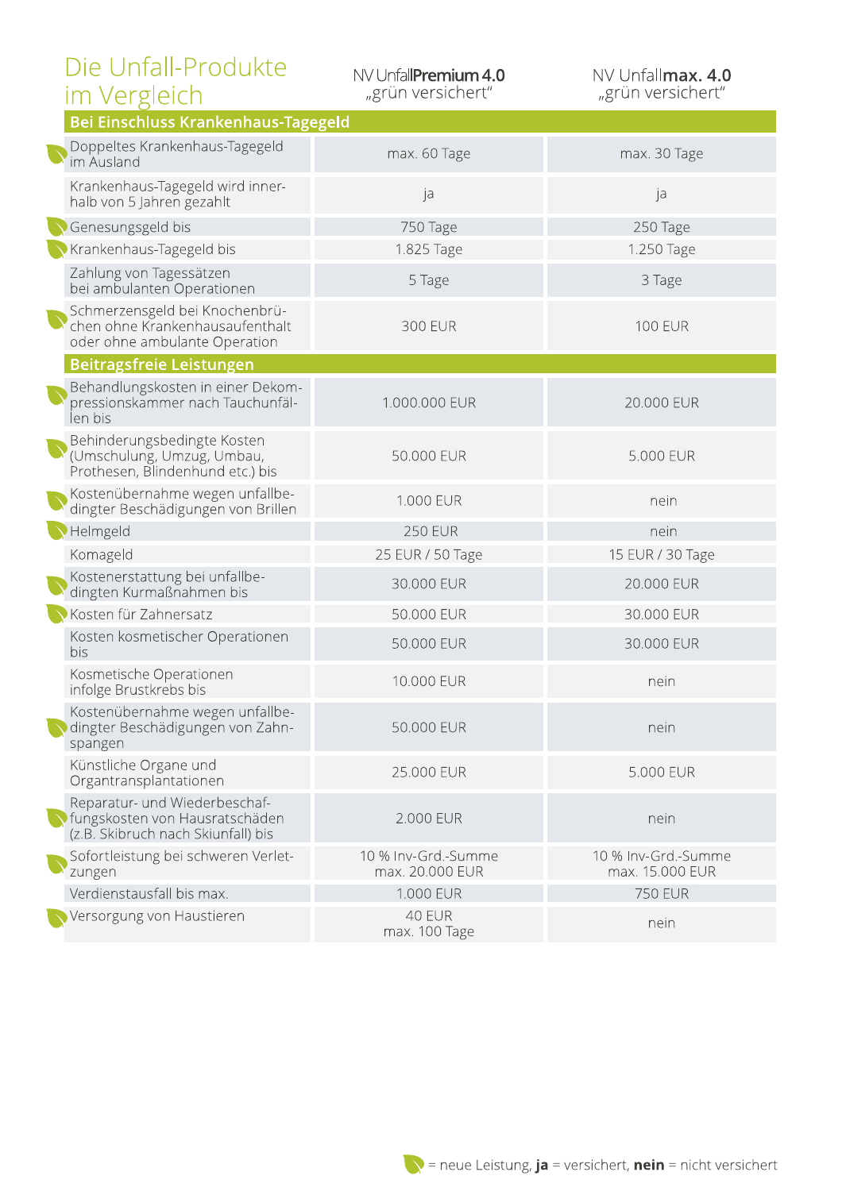# Die Unfall-Produkte im Vergleich

| | NV Unfall**Premium** 4.0 „grün versichert“ | NV Unfall**max.** 4.0 „grün versichert“ |
|---|---|---|
| **Bei Einschluss Krankenhaus-Tagegeld** | | |
| 🍃 Doppeltes Krankenhaus-Tagegeld im Ausland | max. 60 Tage | max. 30 Tage |
| Krankenhaus-Tagegeld wird innerhalb von 5 Jahren gezahlt | ja | ja |
| 🍃 Genesungsgeld bis | 750 Tage | 250 Tage |
| 🍃 Krankenhaus-Tagegeld bis | 1.825 Tage | 1.250 Tage |
| Zahlung von Tagessätzen bei ambulanten Operationen | 5 Tage | 3 Tage |
| 🍃 Schmerzensgeld bei Knochenbrüchen ohne Krankenhausaufenthalt oder ohne ambulante Operation | 300 EUR | 100 EUR |
| **Beitragsfreie Leistungen** | | |
| 🍃 Behandlungskosten in einer Dekompressionskammer nach Tauchunfällen bis | 1.000.000 EUR | 20.000 EUR |
| 🍃 Behinderungsbedingte Kosten (Umschulung, Umzug, Umbau, Prothesen, Blindenhund etc.) bis | 50.000 EUR | 5.000 EUR |
| 🍃 Kostenübernahme wegen unfallbedingter Beschädigungen von Brillen | 1.000 EUR | nein |
| 🍃 Helmgeld | 250 EUR | nein |
| Komageld | 25 EUR / 50 Tage | 15 EUR / 30 Tage |
| 🍃 Kostenerstattung bei unfallbedingten Kurmaßnahmen bis | 30.000 EUR | 20.000 EUR |
| 🍃 Kosten für Zahnersatz | 50.000 EUR | 30.000 EUR |
| Kosten kosmetischer Operationen bis | 50.000 EUR | 30.000 EUR |
| Kosmetische Operationen infolge Brustkrebs bis | 10.000 EUR | nein |
| 🍃 Kostenübernahme wegen unfallbedingter Beschädigungen von Zahnspangen | 50.000 EUR | nein |
| Künstliche Organe und Organtransplantationen | 25.000 EUR | 5.000 EUR |
| 🍃 Reparatur- und Wiederbeschaffungskosten von Hausratschäden (z.B. Skibruch nach Skiunfall) bis | 2.000 EUR | nein |
| 🍃 Sofortleistung bei schweren Verletzungen | 10 % Inv-Grd.-Summe max. 20.000 EUR | 10 % Inv-Grd.-Summe max. 15.000 EUR |
| Verdienstausfall bis max. | 1.000 EUR | 750 EUR |
| 🍃 Versorgung von Haustieren | 40 EUR max. 100 Tage | nein |

🍃 = neue Leistung, **ja** = versichert, **nein** = nicht versichert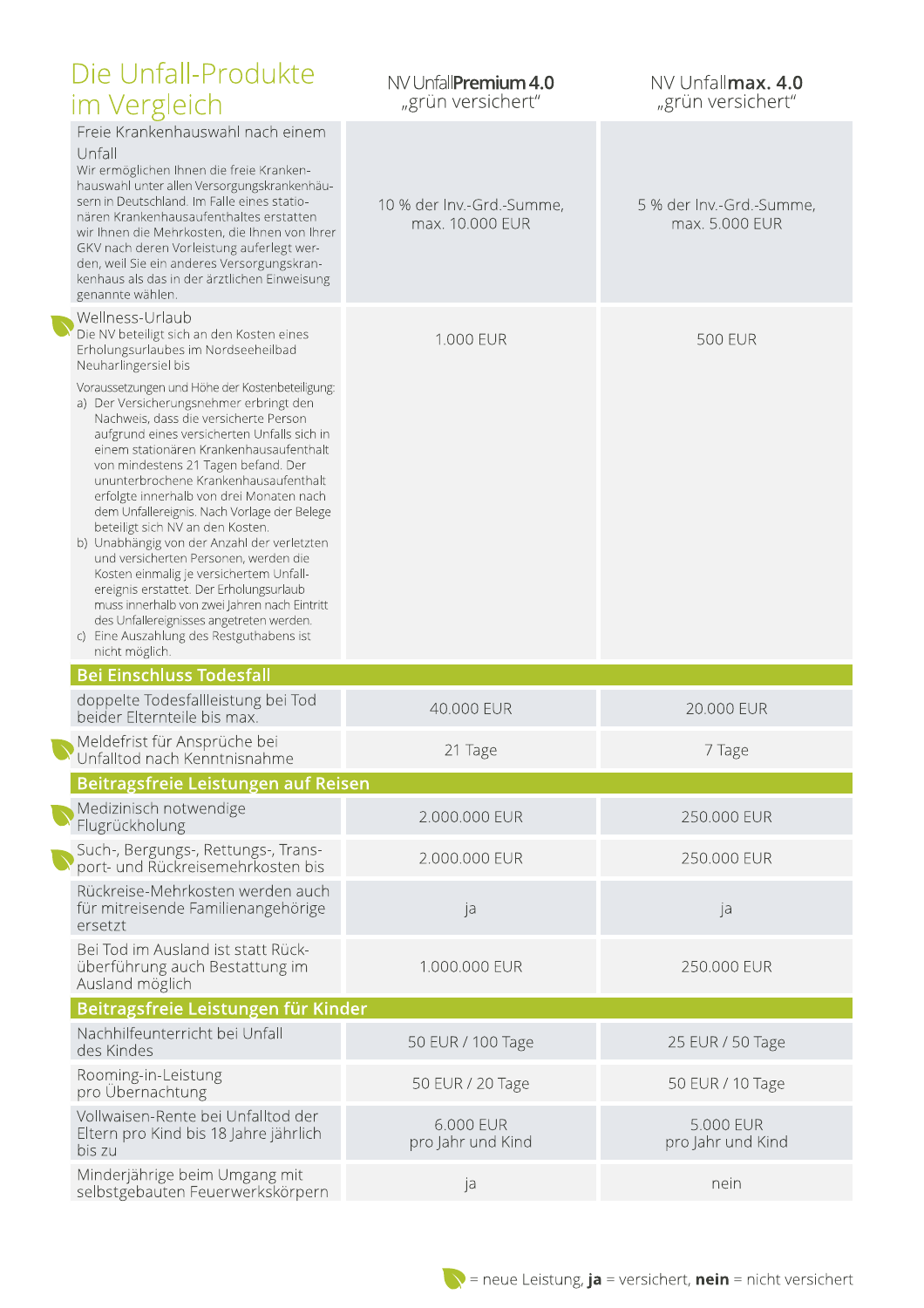# Die Unfall-Produkte im Vergleich

| | NV Unfall**Premium 4.0** „grün versichert“ | NV Unfall**max. 4.0** „grün versichert“ |
|---|---|---|
| Freie Krankenhauswahl nach einem Unfall<br>Wir ermöglichen Ihnen die freie Krankenhauswahl unter allen Versorgungskrankenhäusern in Deutschland. Im Falle eines stationären Krankenhausaufenthaltes erstatten wir Ihnen die Mehrkosten, die Ihnen von Ihrer GKV nach deren Vorleistung auferlegt werden, weil Sie ein anderes Versorgungskrankenhaus als das in der ärztlichen Einweisung genannte wählen. | 10 % der Inv.-Grd.-Summe, max. 10.000 EUR | 5 % der Inv.-Grd.-Summe, max. 5.000 EUR |
| 🍃 Wellness-Urlaub<br>Die NV beteiligt sich an den Kosten eines Erholungsurlaubes im Nordseeheilbad Neuharlingersiel bis<br>Voraussetzungen und Höhe der Kostenbeteiligung:<br>a) Der Versicherungsnehmer erbringt den Nachweis, dass die versicherte Person aufgrund eines versicherten Unfalls sich in einem stationären Krankenhausaufenthalt von mindestens 21 Tagen befand. Der ununterbrochene Krankenhausaufenthalt erfolgte innerhalb von drei Monaten nach dem Unfallereignis. Nach Vorlage der Belege beteiligt sich NV an den Kosten.<br>b) Unabhängig von der Anzahl der verletzten und versicherten Personen, werden die Kosten einmalig je versichertem Unfallereignis erstattet. Der Erholungsurlaub muss innerhalb von zwei Jahren nach Eintritt des Unfallereignisses angetreten werden.<br>c) Eine Auszahlung des Restguthabens ist nicht möglich. | 1.000 EUR | 500 EUR |
| **Bei Einschluss Todesfall** | | |
| doppelte Todesfallleistung bei Tod beider Elternteile bis max. | 40.000 EUR | 20.000 EUR |
| 🍃 Meldefrist für Ansprüche bei Unfalltod nach Kenntnisnahme | 21 Tage | 7 Tage |
| **Beitragsfreie Leistungen auf Reisen** | | |
| 🍃 Medizinisch notwendige Flugrückholung | 2.000.000 EUR | 250.000 EUR |
| 🍃 Such-, Bergungs-, Rettungs-, Transport- und Rückreisemehrkosten bis | 2.000.000 EUR | 250.000 EUR |
| Rückreise-Mehrkosten werden auch für mitreisende Familienangehörige ersetzt | ja | ja |
| Bei Tod im Ausland ist statt Rücküberführung auch Bestattung im Ausland möglich | 1.000.000 EUR | 250.000 EUR |
| **Beitragsfreie Leistungen für Kinder** | | |
| Nachhilfeunterricht bei Unfall des Kindes | 50 EUR / 100 Tage | 25 EUR / 50 Tage |
| Rooming-in-Leistung pro Übernachtung | 50 EUR / 20 Tage | 50 EUR / 10 Tage |
| Vollwaisen-Rente bei Unfalltod der Eltern pro Kind bis 18 Jahre jährlich bis zu | 6.000 EUR pro Jahr und Kind | 5.000 EUR pro Jahr und Kind |
| Minderjährige beim Umgang mit selbstgebauten Feuerwerkskörpern | ja | nein |

🍃 = neue Leistung, **ja** = versichert, **nein** = nicht versichert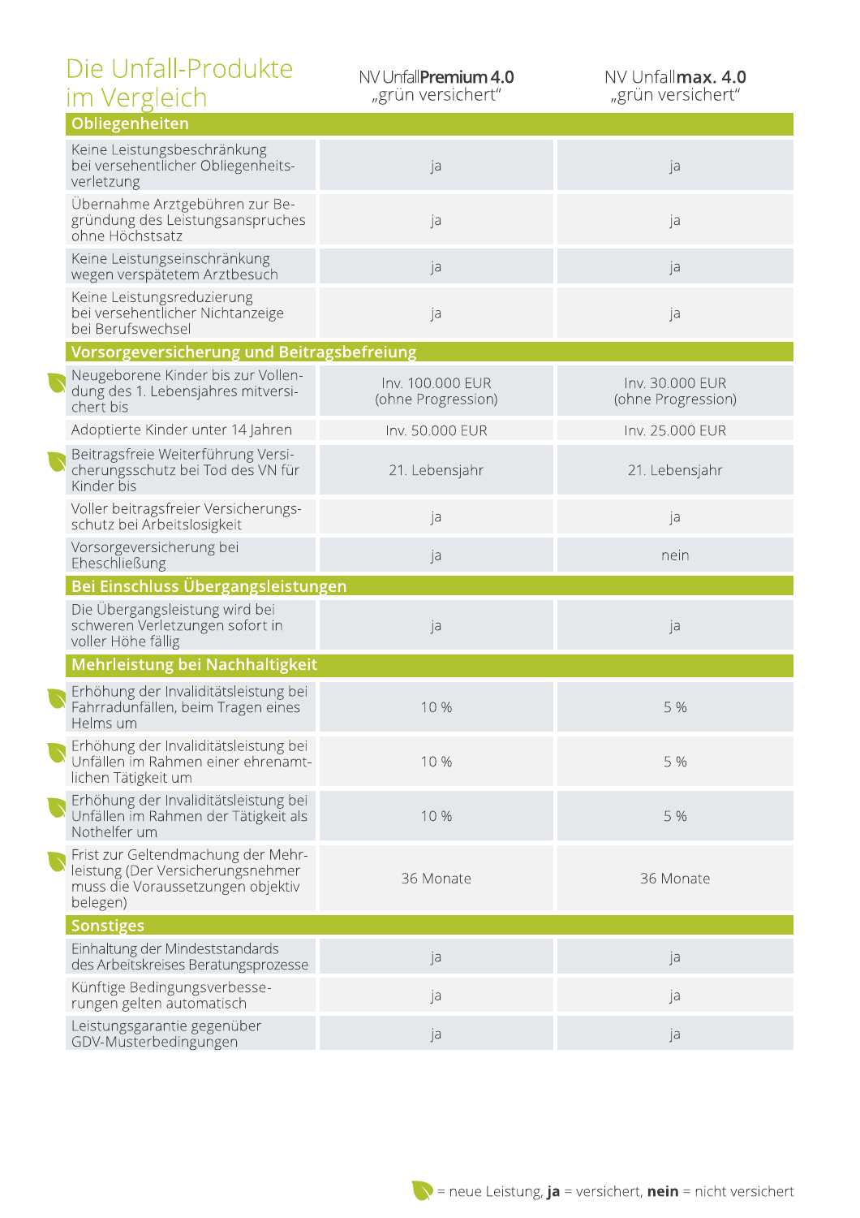# Die Unfall-Produkte im Vergleich

| | NV Unfall**Premium 4.0** „grün versichert“ | NV Unfall**max. 4.0** „grün versichert“ |
|---|---|---|
| **Obliegenheiten** | | |
| Keine Leistungsbeschränkung bei versehentlicher Obliegenheitsverletzung | ja | ja |
| Übernahme Arztgebühren zur Begründung des Leistungsanspruches ohne Höchstsatz | ja | ja |
| Keine Leistungseinschränkung wegen verspätetem Arztbesuch | ja | ja |
| Keine Leistungsreduzierung bei versehentlicher Nichtanzeige bei Berufswechsel | ja | ja |
| **Vorsorgeversicherung und Beitragsbefreiung** | | |
| 🍃 Neugeborene Kinder bis zur Vollendung des 1. Lebensjahres mitversichert bis | Inv. 100.000 EUR (ohne Progression) | Inv. 30.000 EUR (ohne Progression) |
| Adoptierte Kinder unter 14 Jahren | Inv. 50.000 EUR | Inv. 25.000 EUR |
| 🍃 Beitragsfreie Weiterführung Versicherungsschutz bei Tod des VN für Kinder bis | 21. Lebensjahr | 21. Lebensjahr |
| Voller beitragsfreier Versicherungsschutz bei Arbeitslosigkeit | ja | ja |
| Vorsorgeversicherung bei Eheschließung | ja | nein |
| **Bei Einschluss Übergangsleistungen** | | |
| Die Übergangsleistung wird bei schweren Verletzungen sofort in voller Höhe fällig | ja | ja |
| **Mehrleistung bei Nachhaltigkeit** | | |
| 🍃 Erhöhung der Invaliditätsleistung bei Fahrradunfällen, beim Tragen eines Helms um | 10 % | 5 % |
| 🍃 Erhöhung der Invaliditätsleistung bei Unfällen im Rahmen einer ehrenamtlichen Tätigkeit um | 10 % | 5 % |
| 🍃 Erhöhung der Invaliditätsleistung bei Unfällen im Rahmen der Tätigkeit als Nothelfer um | 10 % | 5 % |
| 🍃 Frist zur Geltendmachung der Mehrleistung (Der Versicherungsnehmer muss die Voraussetzungen objektiv belegen) | 36 Monate | 36 Monate |
| **Sonstiges** | | |
| Einhaltung der Mindeststandards des Arbeitskreises Beratungsprozesse | ja | ja |
| Künftige Bedingungsverbesserungen gelten automatisch | ja | ja |
| Leistungsgarantie gegenüber GDV-Musterbedingungen | ja | ja |

🍃 = neue Leistung, **ja** = versichert, **nein** = nicht versichert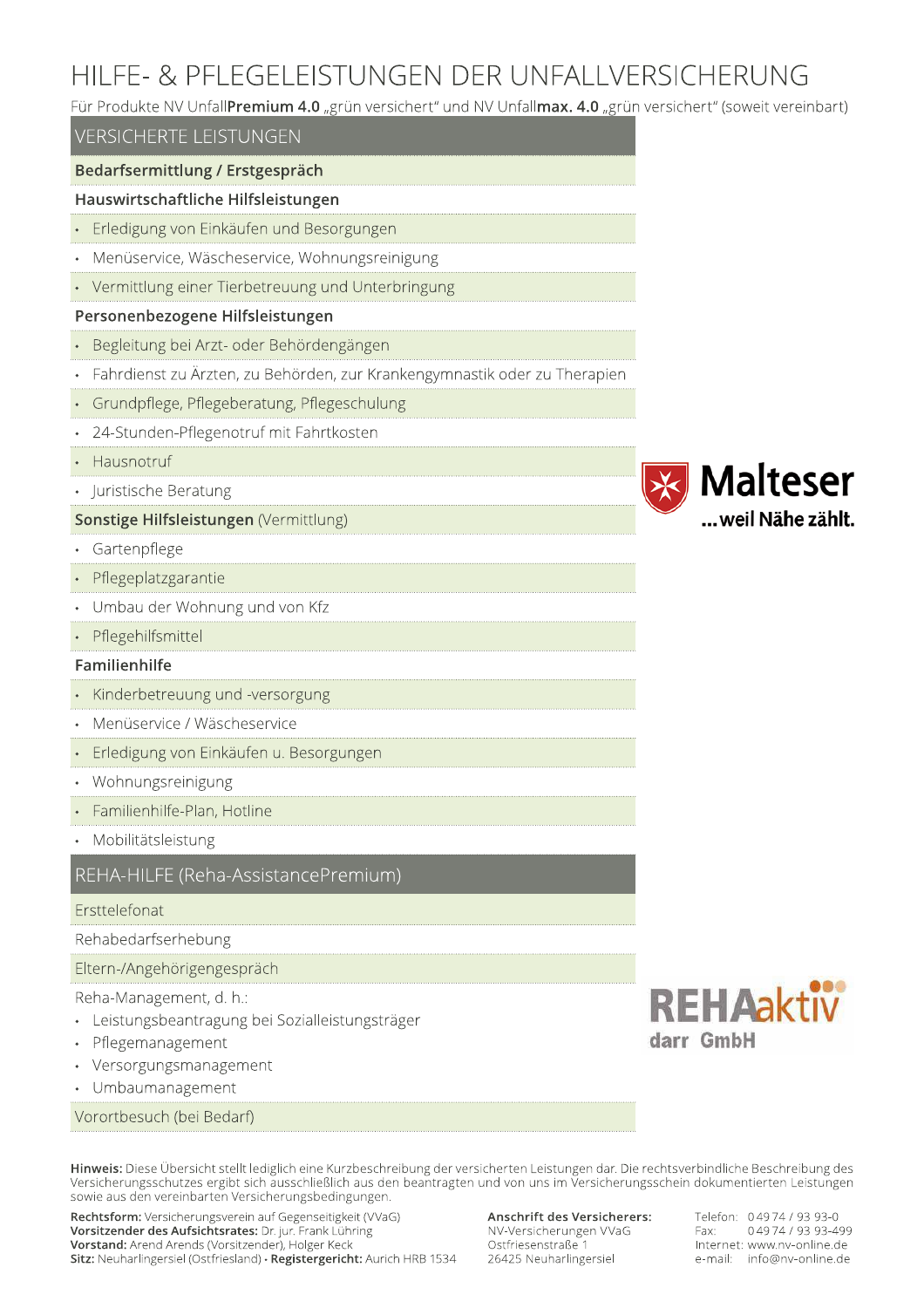# HILFE- & PFLEGELEISTUNGEN DER UNFALLVERSICHERUNG

Für Produkte NV Unfall**Premium 4.0** „grün versichert" und NV Unfall**max. 4.0** „grün versichert" (soweit vereinbart)

## VERSICHERTE LEISTUNGEN

**Bedarfsermittlung / Erstgespräch**

**Hauswirtschaftliche Hilfsleistungen**

- Erledigung von Einkäufen und Besorgungen
- Menüservice, Wäscheservice, Wohnungsreinigung
- Vermittlung einer Tierbetreuung und Unterbringung

**Personenbezogene Hilfsleistungen**

- Begleitung bei Arzt- oder Behördengängen
- Fahrdienst zu Ärzten, zu Behörden, zur Krankengymnastik oder zu Therapien
- Grundpflege, Pflegeberatung, Pflegeschulung
- 24-Stunden-Pflegenotruf mit Fahrtkosten
- Hausnotruf
- Juristische Beratung

**Sonstige Hilfsleistungen** (Vermittlung)

- Gartenpflege
- Pflegeplatzgarantie
- Umbau der Wohnung und von Kfz
- Pflegehilfsmittel

**Familienhilfe**

- Kinderbetreuung und -versorgung
- Menüservice / Wäscheservice
- Erledigung von Einkäufen u. Besorgungen
- Wohnungsreinigung
- Familienhilfe-Plan, Hotline
- Mobilitätsleistung

Malteser
...weil Nähe zählt.

## REHA-HILFE (Reha-AssistancePremium)

Ersttelefonat

Rehabedarfserhebung

Eltern-/Angehörigengespräch

Reha-Management, d. h.:

- Leistungsbeantragung bei Sozialleistungsträger
- Pflegemanagement
- Versorgungsmanagement
- Umbaumanagement

Vorortbesuch (bei Bedarf)

REHAaktiv
darr GmbH

**Hinweis:** Diese Übersicht stellt lediglich eine Kurzbeschreibung der versicherten Leistungen dar. Die rechtsverbindliche Beschreibung des Versicherungsschutzes ergibt sich ausschließlich aus den beantragten und von uns im Versicherungsschein dokumentierten Leistungen sowie aus den vereinbarten Versicherungsbedingungen.

**Rechtsform:** Versicherungsverein auf Gegenseitigkeit (VVaG)
**Vorsitzender des Aufsichtsrates:** Dr. jur. Frank Lühring
**Vorstand:** Arend Arends (Vorsitzender), Holger Keck
**Sitz:** Neuharlingersiel (Ostfriesland) • **Registergericht:** Aurich HRB 1534

**Anschrift des Versicherers:**
NV-Versicherungen VVaG
Ostfriesenstraße 1
26425 Neuharlingersiel

Telefon: 0 49 74 / 93 93-0
Fax: 0 49 74 / 93 93-499
Internet: www.nv-online.de
e-mail: info@nv-online.de